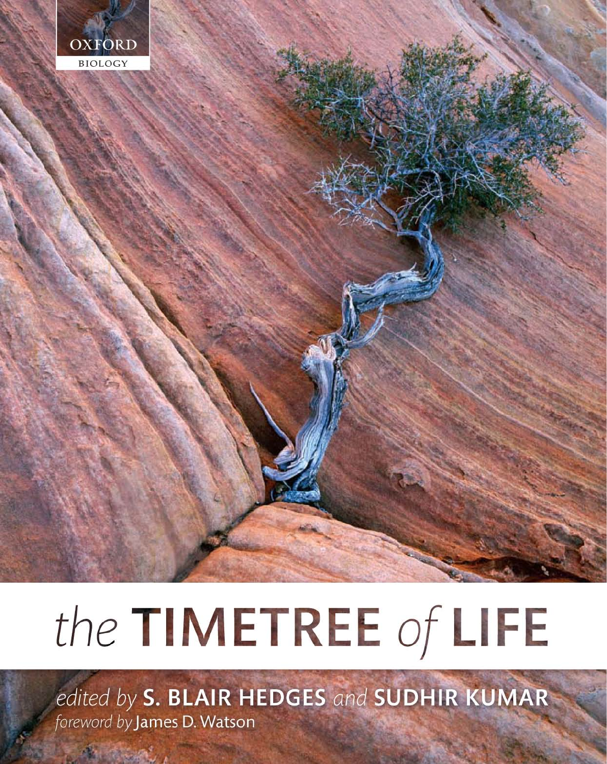OXFORD
BIOLOGY

# *the* TIMETREE *of* LIFE

*edited by* **S. BLAIR HEDGES** *and* **SUDHIR KUMAR**

*foreword by* James D. Watson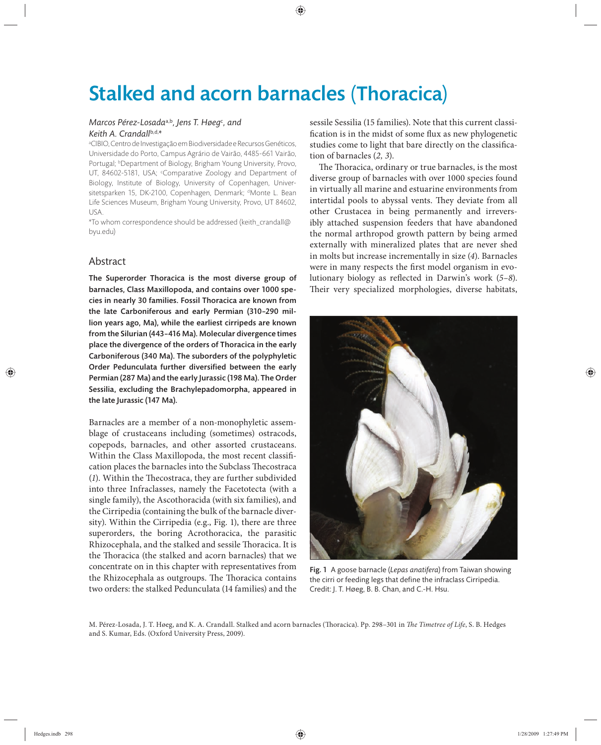# Stalked and acorn barnacles (Thoracica)

*Marcos Pérez-Losada*[a,b], *Jens T. Høeg*[c], *and Keith A. Crandall*[b,d,*]

[a]CIBIO, Centro de Investigação em Biodiversidade e Recursos Genéticos, Universidade do Porto, Campus Agrário de Vairão, 4485-661 Vairão, Portugal; [b]Department of Biology, Brigham Young University, Provo, UT, 84602-5181, USA; [c]Comparative Zoology and Department of Biology, Institute of Biology, University of Copenhagen, Universitetsparken 15, DK-2100, Copenhagen, Denmark; [d]Monte L. Bean Life Sciences Museum, Brigham Young University, Provo, UT 84602, USA.

*To whom correspondence should be addressed (keith_crandall@byu.edu)

## Abstract

**The Superorder Thoracica is the most diverse group of barnacles, Class Maxillopoda, and contains over 1000 species in nearly 30 families. Fossil Thoracica are known from the late Carboniferous and early Permian (310–290 million years ago, Ma), while the earliest cirripeds are known from the Silurian (443–416 Ma). Molecular divergence times place the divergence of the orders of Thoracica in the early Carboniferous (340 Ma). The suborders of the polyphyletic Order Pedunculata further diversified between the early Permian (287 Ma) and the early Jurassic (198 Ma). The Order Sessilia, excluding the Brachylepadomorpha, appeared in the late Jurassic (147 Ma).**

Barnacles are a member of a non-monophyletic assemblage of crustaceans including (sometimes) ostracods, copepods, barnacles, and other assorted crustaceans. Within the Class Maxillopoda, the most recent classification places the barnacles into the Subclass Thecostraca (*1*). Within the Thecostraca, they are further subdivided into three Infraclasses, namely the Facetotecta (with a single family), the Ascothoracida (with six families), and the Cirripedia (containing the bulk of the barnacle diversity). Within the Cirripedia (e.g., Fig. 1), there are three superorders, the boring Acrothoracica, the parasitic Rhizocephala, and the stalked and sessile Thoracica. It is the Thoracica (the stalked and acorn barnacles) that we concentrate on in this chapter with representatives from the Rhizocephala as outgroups. The Thoracica contains two orders: the stalked Pedunculata (14 families) and the sessile Sessilia (15 families). Note that this current classification is in the midst of some flux as new phylogenetic studies come to light that bare directly on the classification of barnacles (*2, 3*).

The Thoracica, ordinary or true barnacles, is the most diverse group of barnacles with over 1000 species found in virtually all marine and estuarine environments from intertidal pools to abyssal vents. They deviate from all other Crustacea in being permanently and irreversibly attached suspension feeders that have abandoned the normal arthropod growth pattern by being armed externally with mineralized plates that are never shed in molts but increase incrementally in size (*4*). Barnacles were in many respects the first model organism in evolutionary biology as reflected in Darwin's work (*5–8*). Their very specialized morphologies, diverse habitats,

Fig. 1 A goose barnacle (*Lepas anatifera*) from Taiwan showing the cirri or feeding legs that define the infraclass Cirripedia. Credit: J. T. Høeg, B. B. Chan, and C.-H. Hsu.

M. Pérez-Losada, J. T. Høeg, and K. A. Crandall. Stalked and acorn barnacles (Thoracica). Pp. 298–301 in *The Timetree of Life*, S. B. Hedges and S. Kumar, Eds. (Oxford University Press, 2009).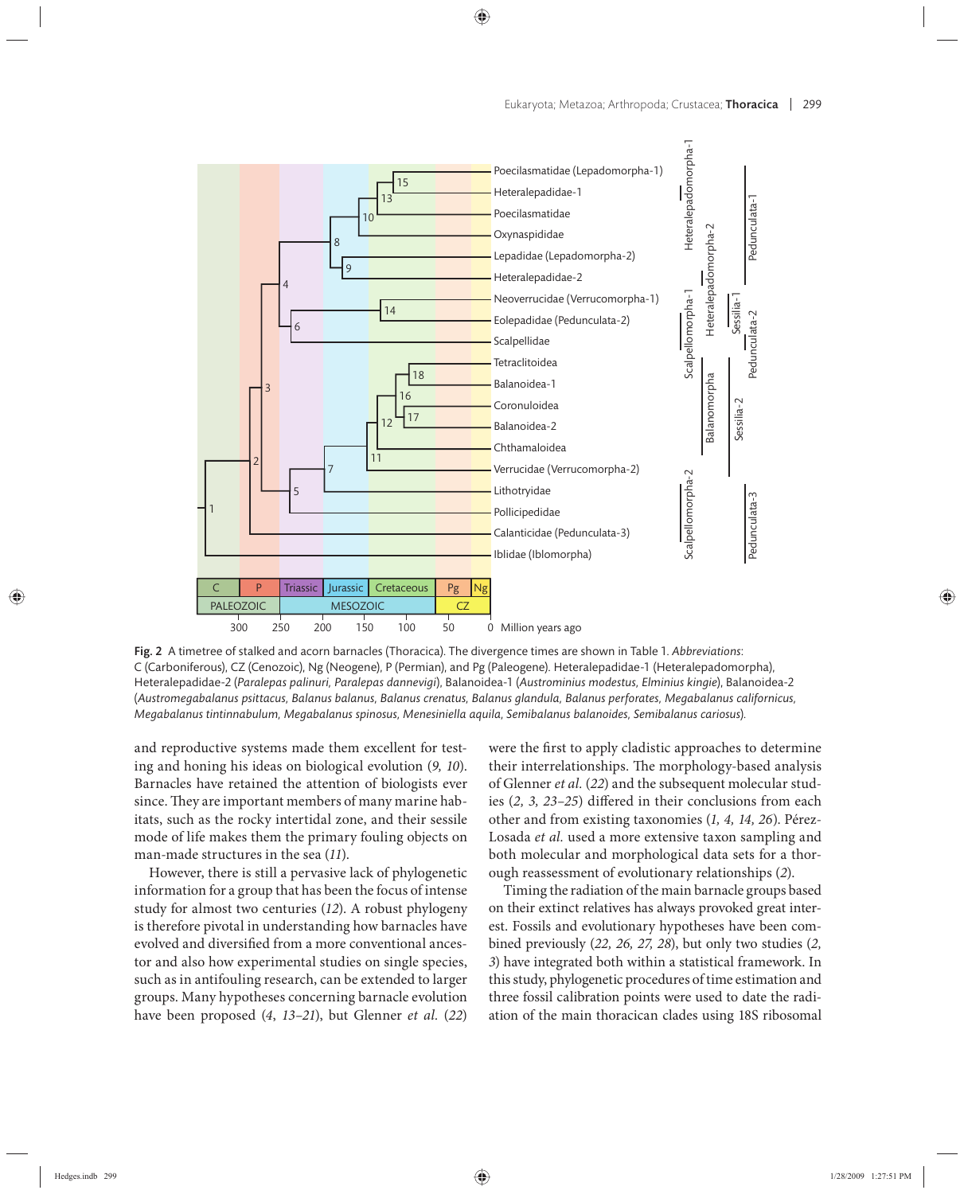Fig. 2 A timetree of stalked and acorn barnacles (Thoracica). The divergence times are shown in Table 1. *Abbreviations*: C (Carboniferous), CZ (Cenozoic), Ng (Neogene), P (Permian), and Pg (Paleogene). Heteralepadidae-1 (Heteralepadomorpha), Heteralepadidae-2 (*Paralepas palinuri, Paralepas dannevigi*), Balanoidea-1 (*Austrominius modestus, Elminius kingie*), Balanoidea-2 (*Austromegabalanus psittacus, Balanus balanus, Balanus crenatus, Balanus glandula, Balanus perforates, Megabalanus californicus, Megabalanus tintinnabulum, Megabalanus spinosus, Menesiniella aquila, Semibalanus balanoides, Semibalanus cariosus*).

and reproductive systems made them excellent for testing and honing his ideas on biological evolution (*9, 10*). Barnacles have retained the attention of biologists ever since. They are important members of many marine habitats, such as the rocky intertidal zone, and their sessile mode of life makes them the primary fouling objects on man-made structures in the sea (*11*).

However, there is still a pervasive lack of phylogenetic information for a group that has been the focus of intense study for almost two centuries (*12*). A robust phylogeny is therefore pivotal in understanding how barnacles have evolved and diversified from a more conventional ancestor and also how experimental studies on single species, such as in antifouling research, can be extended to larger groups. Many hypotheses concerning barnacle evolution have been proposed (*4*, *13–21*), but Glenner *et al.* (*22*) were the first to apply cladistic approaches to determine their interrelationships. The morphology-based analysis of Glenner *et al.* (*22*) and the subsequent molecular studies (*2, 3, 23–25*) differed in their conclusions from each other and from existing taxonomies (*1, 4, 14, 26*). Pérez-Losada *et al.* used a more extensive taxon sampling and both molecular and morphological data sets for a thorough reassessment of evolutionary relationships (*2*).

Timing the radiation of the main barnacle groups based on their extinct relatives has always provoked great interest. Fossils and evolutionary hypotheses have been combined previously (*22, 26, 27, 28*), but only two studies (*2, 3*) have integrated both within a statistical framework. In this study, phylogenetic procedures of time estimation and three fossil calibration points were used to date the radiation of the main thoracican clades using 18S ribosomal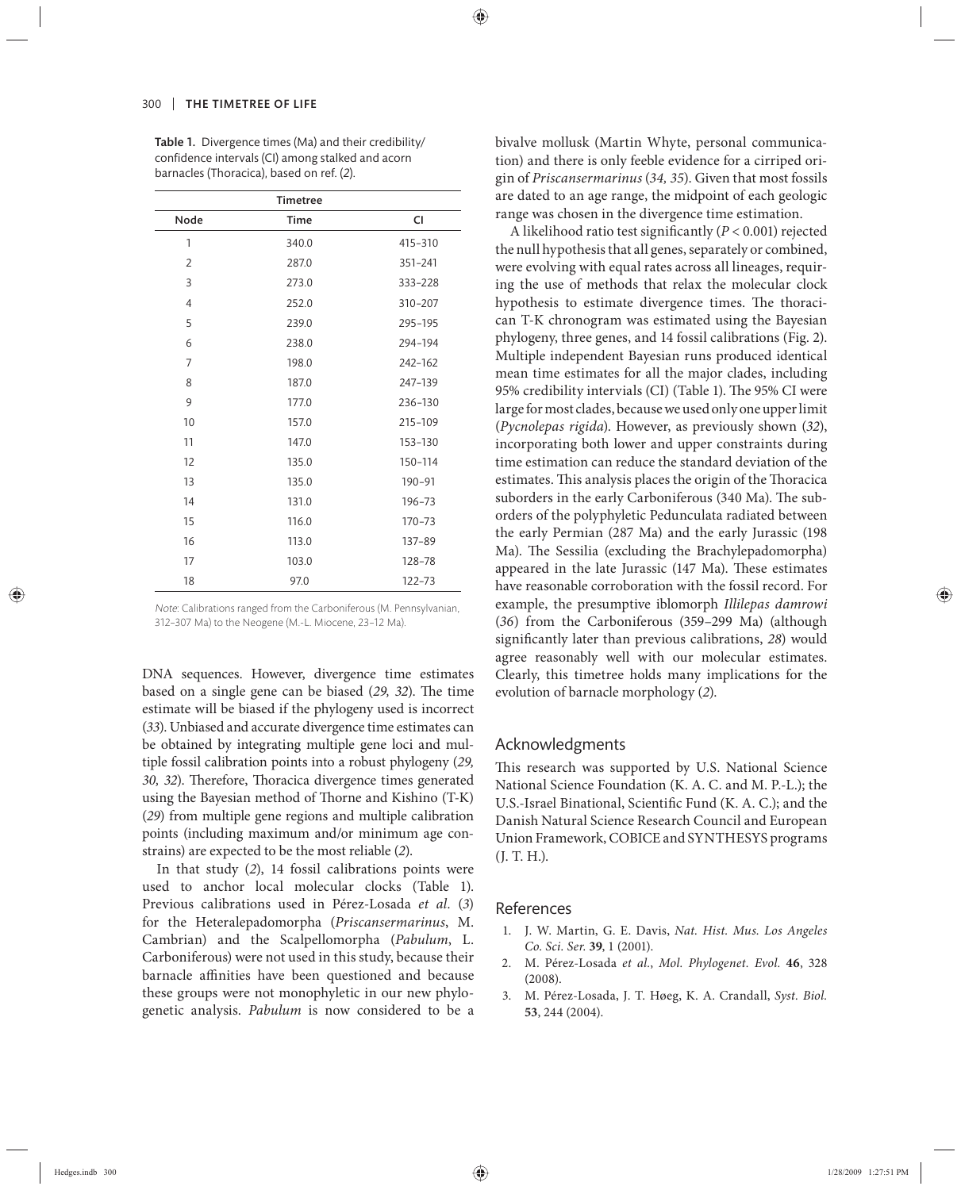**Table 1.** Divergence times (Ma) and their credibility/confidence intervals (CI) among stalked and acorn barnacles (Thoracica), based on ref. (*2*).

| | Timetree | |
|---|---|---|
| Node | Time | CI |
| 1 | 340.0 | 415–310 |
| 2 | 287.0 | 351–241 |
| 3 | 273.0 | 333–228 |
| 4 | 252.0 | 310–207 |
| 5 | 239.0 | 295–195 |
| 6 | 238.0 | 294–194 |
| 7 | 198.0 | 242–162 |
| 8 | 187.0 | 247–139 |
| 9 | 177.0 | 236–130 |
| 10 | 157.0 | 215–109 |
| 11 | 147.0 | 153–130 |
| 12 | 135.0 | 150–114 |
| 13 | 135.0 | 190–91 |
| 14 | 131.0 | 196–73 |
| 15 | 116.0 | 170–73 |
| 16 | 113.0 | 137–89 |
| 17 | 103.0 | 128–78 |
| 18 | 97.0 | 122–73 |

*Note*: Calibrations ranged from the Carboniferous (M. Pennsylvanian, 312–307 Ma) to the Neogene (M.-L. Miocene, 23–12 Ma).

DNA sequences. However, divergence time estimates based on a single gene can be biased (*29, 32*). The time estimate will be biased if the phylogeny used is incorrect (*33*). Unbiased and accurate divergence time estimates can be obtained by integrating multiple gene loci and multiple fossil calibration points into a robust phylogeny (*29, 30, 32*). Therefore, Thoracica divergence times generated using the Bayesian method of Thorne and Kishino (T-K) (*29*) from multiple gene regions and multiple calibration points (including maximum and/or minimum age constrains) are expected to be the most reliable (*2*).

In that study (*2*), 14 fossil calibrations points were used to anchor local molecular clocks (Table 1). Previous calibrations used in Pérez-Losada *et al*. (*3*) for the Heteralepadomorpha (*Priscansermarinus*, M. Cambrian) and the Scalpellomorpha (*Pabulum*, L. Carboniferous) were not used in this study, because their barnacle affinities have been questioned and because these groups were not monophyletic in our new phylogenetic analysis. *Pabulum* is now considered to be a bivalve mollusk (Martin Whyte, personal communication) and there is only feeble evidence for a cirriped origin of *Priscansermarinus* (*34, 35*). Given that most fossils are dated to an age range, the midpoint of each geologic range was chosen in the divergence time estimation.

A likelihood ratio test significantly ($P < 0.001$) rejected the null hypothesis that all genes, separately or combined, were evolving with equal rates across all lineages, requiring the use of methods that relax the molecular clock hypothesis to estimate divergence times. The thoracican T-K chronogram was estimated using the Bayesian phylogeny, three genes, and 14 fossil calibrations (Fig. 2). Multiple independent Bayesian runs produced identical mean time estimates for all the major clades, including 95% credibility intervals (CI) (Table 1). The 95% CI were large for most clades, because we used only one upper limit (*Pycnolepas rigida*). However, as previously shown (*32*), incorporating both lower and upper constraints during time estimation can reduce the standard deviation of the estimates. This analysis places the origin of the Thoracica suborders in the early Carboniferous (340 Ma). The suborders of the polyphyletic Pedunculata radiated between the early Permian (287 Ma) and the early Jurassic (198 Ma). The Sessilia (excluding the Brachylepadomorpha) appeared in the late Jurassic (147 Ma). These estimates have reasonable corroboration with the fossil record. For example, the presumptive iblomorph *Illilepas damrowi* (*36*) from the Carboniferous (359–299 Ma) (although significantly later than previous calibrations, *28*) would agree reasonably well with our molecular estimates. Clearly, this timetree holds many implications for the evolution of barnacle morphology (*2*).

## Acknowledgments

This research was supported by U.S. National Science National Science Foundation (K. A. C. and M. P.-L.); the U.S.-Israel Binational, Scientific Fund (K. A. C.); and the Danish Natural Science Research Council and European Union Framework, COBICE and SYNTHESYS programs (J. T. H.).

## References

1. J. W. Martin, G. E. Davis, *Nat. Hist. Mus. Los Angeles Co. Sci. Ser.* **39**, 1 (2001).
2. M. Pérez-Losada *et al.*, *Mol. Phylogenet. Evol.* **46**, 328 (2008).
3. M. Pérez-Losada, J. T. Høeg, K. A. Crandall, *Syst. Biol.* **53**, 244 (2004).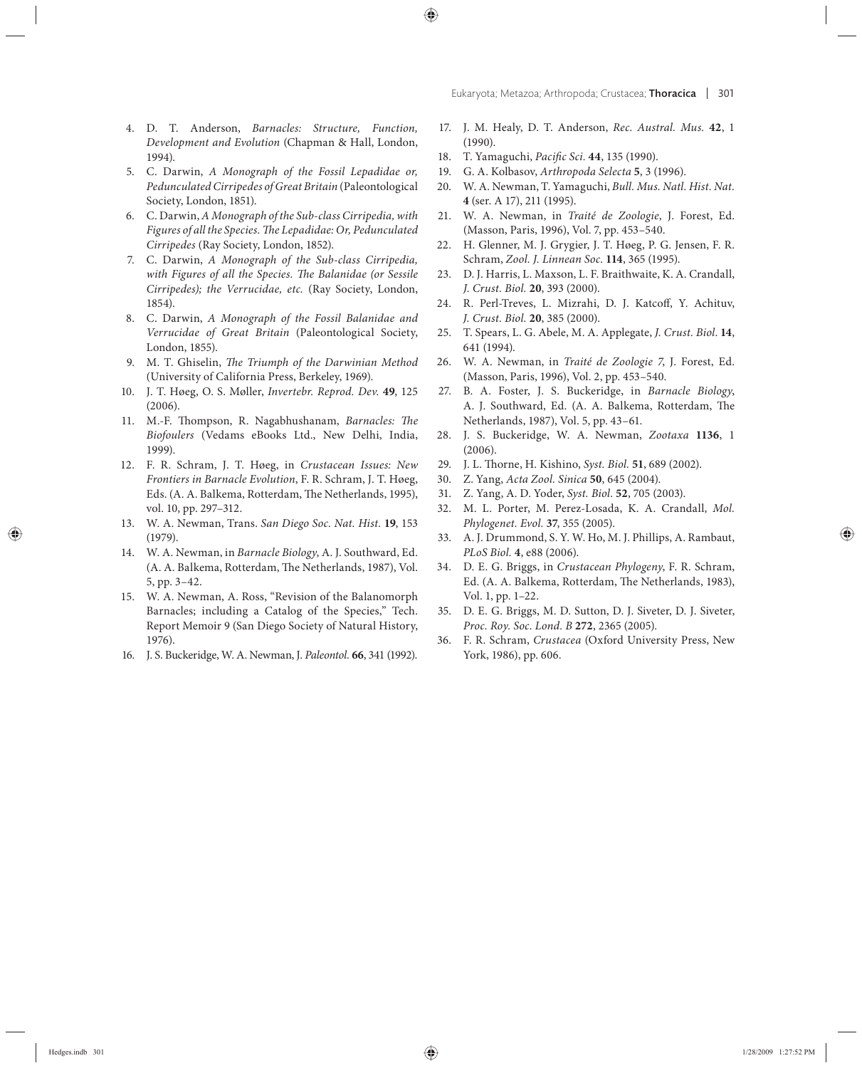4. D. T. Anderson, *Barnacles: Structure, Function, Development and Evolution* (Chapman & Hall, London, 1994).
5. C. Darwin, *A Monograph of the Fossil Lepadidae or, Pedunculated Cirripedes of Great Britain* (Paleontological Society, London, 1851).
6. C. Darwin, *A Monograph of the Sub-class Cirripedia, with Figures of all the Species. The Lepadidae: Or, Pedunculated Cirripedes* (Ray Society, London, 1852).
7. C. Darwin, *A Monograph of the Sub-class Cirripedia, with Figures of all the Species. The Balanidae (or Sessile Cirripedes); the Verrucidae, etc.* (Ray Society, London, 1854).
8. C. Darwin, *A Monograph of the Fossil Balanidae and Verrucidae of Great Britain* (Paleontological Society, London, 1855).
9. M. T. Ghiselin, *The Triumph of the Darwinian Method* (University of California Press, Berkeley, 1969).
10. J. T. Høeg, O. S. Møller, *Invertebr. Reprod. Dev.* **49**, 125 (2006).
11. M.-F. Thompson, R. Nagabhushanam, *Barnacles: The Biofoulers* (Vedams eBooks Ltd., New Delhi, India, 1999).
12. F. R. Schram, J. T. Høeg, in *Crustacean Issues: New Frontiers in Barnacle Evolution*, F. R. Schram, J. T. Høeg, Eds. (A. A. Balkema, Rotterdam, The Netherlands, 1995), vol. 10, pp. 297–312.
13. W. A. Newman, Trans. *San Diego Soc. Nat. Hist.* **19**, 153 (1979).
14. W. A. Newman, in *Barnacle Biology*, A. J. Southward, Ed. (A. A. Balkema, Rotterdam, The Netherlands, 1987), Vol. 5, pp. 3–42.
15. W. A. Newman, A. Ross, "Revision of the Balanomorph Barnacles; including a Catalog of the Species," Tech. Report Memoir 9 (San Diego Society of Natural History, 1976).
16. J. S. Buckeridge, W. A. Newman, J. *Paleontol.* **66**, 341 (1992).
17. J. M. Healy, D. T. Anderson, *Rec. Austral. Mus.* **42**, 1 (1990).
18. T. Yamaguchi, *Pacific Sci.* **44**, 135 (1990).
19. G. A. Kolbasov, *Arthropoda Selecta* **5**, 3 (1996).
20. W. A. Newman, T. Yamaguchi, *Bull. Mus. Natl. Hist. Nat.* **4** (ser. A 17), 211 (1995).
21. W. A. Newman, in *Traité de Zoologie*, J. Forest, Ed. (Masson, Paris, 1996), Vol. 7, pp. 453–540.
22. H. Glenner, M. J. Grygier, J. T. Høeg, P. G. Jensen, F. R. Schram, *Zool. J. Linnean Soc.* **114**, 365 (1995).
23. D. J. Harris, L. Maxson, L. F. Braithwaite, K. A. Crandall, *J. Crust. Biol.* **20**, 393 (2000).
24. R. Perl-Treves, L. Mizrahi, D. J. Katcoff, Y. Achituv, *J. Crust. Biol.* **20**, 385 (2000).
25. T. Spears, L. G. Abele, M. A. Applegate, *J. Crust. Biol*. **14**, 641 (1994).
26. W. A. Newman, in *Traité de Zoologie 7*, J. Forest, Ed. (Masson, Paris, 1996), Vol. 2, pp. 453–540.
27. B. A. Foster, J. S. Buckeridge, in *Barnacle Biology*, A. J. Southward, Ed. (A. A. Balkema, Rotterdam, The Netherlands, 1987), Vol. 5, pp. 43–61.
28. J. S. Buckeridge, W. A. Newman, *Zootaxa* **1136**, 1 (2006).
29. J. L. Thorne, H. Kishino, *Syst. Biol.* **51**, 689 (2002).
30. Z. Yang, *Acta Zool. Sinica* **50**, 645 (2004).
31. Z. Yang, A. D. Yoder, *Syst. Biol*. **52**, 705 (2003).
32. M. L. Porter, M. Perez-Losada, K. A. Crandall, *Mol. Phylogenet. Evol.* **37**, 355 (2005).
33. A. J. Drummond, S. Y. W. Ho, M. J. Phillips, A. Rambaut, *PLoS Biol.* **4**, e88 (2006).
34. D. E. G. Briggs, in *Crustacean Phylogeny*, F. R. Schram, Ed. (A. A. Balkema, Rotterdam, The Netherlands, 1983), Vol. 1, pp. 1–22.
35. D. E. G. Briggs, M. D. Sutton, D. J. Siveter, D. J. Siveter, *Proc. Roy. Soc. Lond. B* **272**, 2365 (2005).
36. F. R. Schram, *Crustacea* (Oxford University Press, New York, 1986), pp. 606.